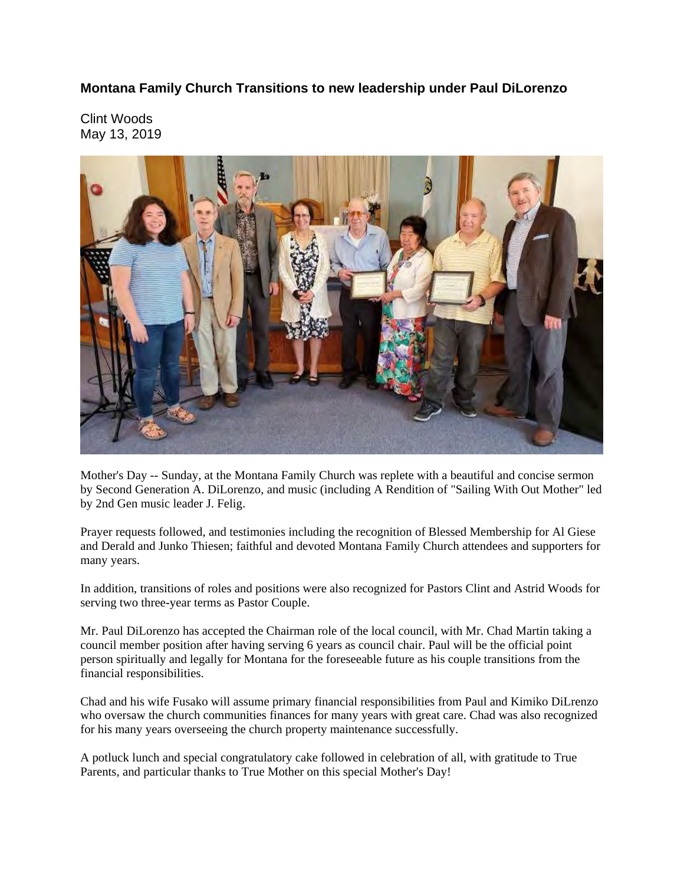**Montana Family Church Transitions to new leadership under Paul DiLorenzo**

Clint Woods
May 13, 2019

Mother's Day -- Sunday, at the Montana Family Church was replete with a beautiful and concise sermon by Second Generation A. DiLorenzo, and music (including A Rendition of "Sailing With Out Mother" led by 2nd Gen music leader J. Felig.

Prayer requests followed, and testimonies including the recognition of Blessed Membership for Al Giese and Derald and Junko Thiesen; faithful and devoted Montana Family Church attendees and supporters for many years.

In addition, transitions of roles and positions were also recognized for Pastors Clint and Astrid Woods for serving two three-year terms as Pastor Couple.

Mr. Paul DiLorenzo has accepted the Chairman role of the local council, with Mr. Chad Martin taking a council member position after having serving 6 years as council chair. Paul will be the official point person spiritually and legally for Montana for the foreseeable future as his couple transitions from the financial responsibilities.

Chad and his wife Fusako will assume primary financial responsibilities from Paul and Kimiko DiLrenzo who oversaw the church communities finances for many years with great care. Chad was also recognized for his many years overseeing the church property maintenance successfully.

A potluck lunch and special congratulatory cake followed in celebration of all, with gratitude to True Parents, and particular thanks to True Mother on this special Mother's Day!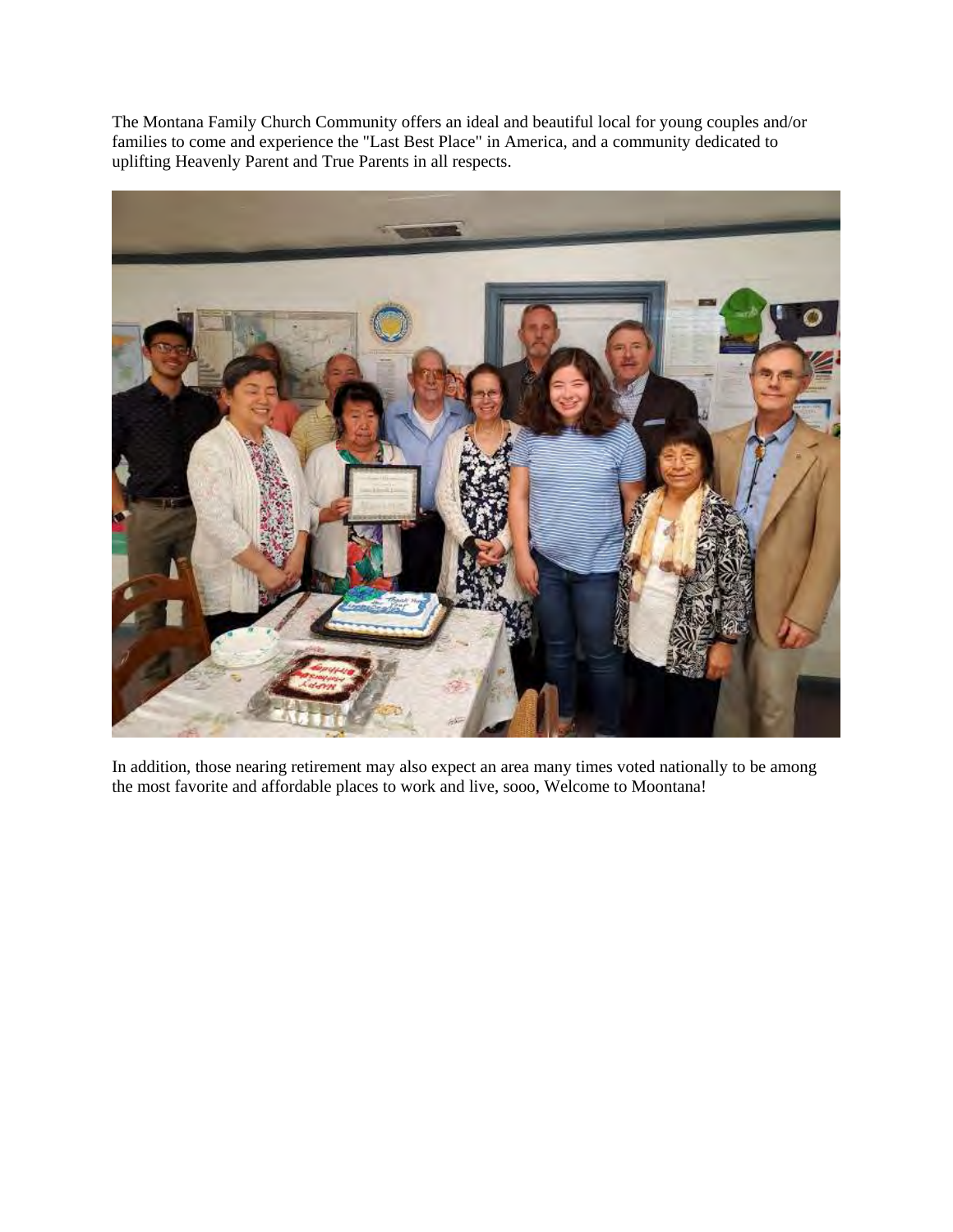The Montana Family Church Community offers an ideal and beautiful local for young couples and/or families to come and experience the "Last Best Place" in America, and a community dedicated to uplifting Heavenly Parent and True Parents in all respects.

In addition, those nearing retirement may also expect an area many times voted nationally to be among the most favorite and affordable places to work and live, sooo, Welcome to Moontana!